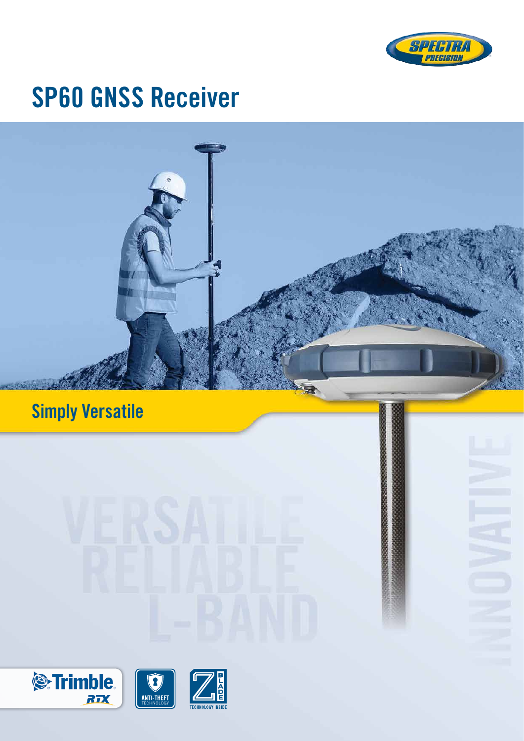# SP60 GNSS Receiver

## Simply Versatile

VERSATILE
RELIABLE
L-BAND
INNOVATIVE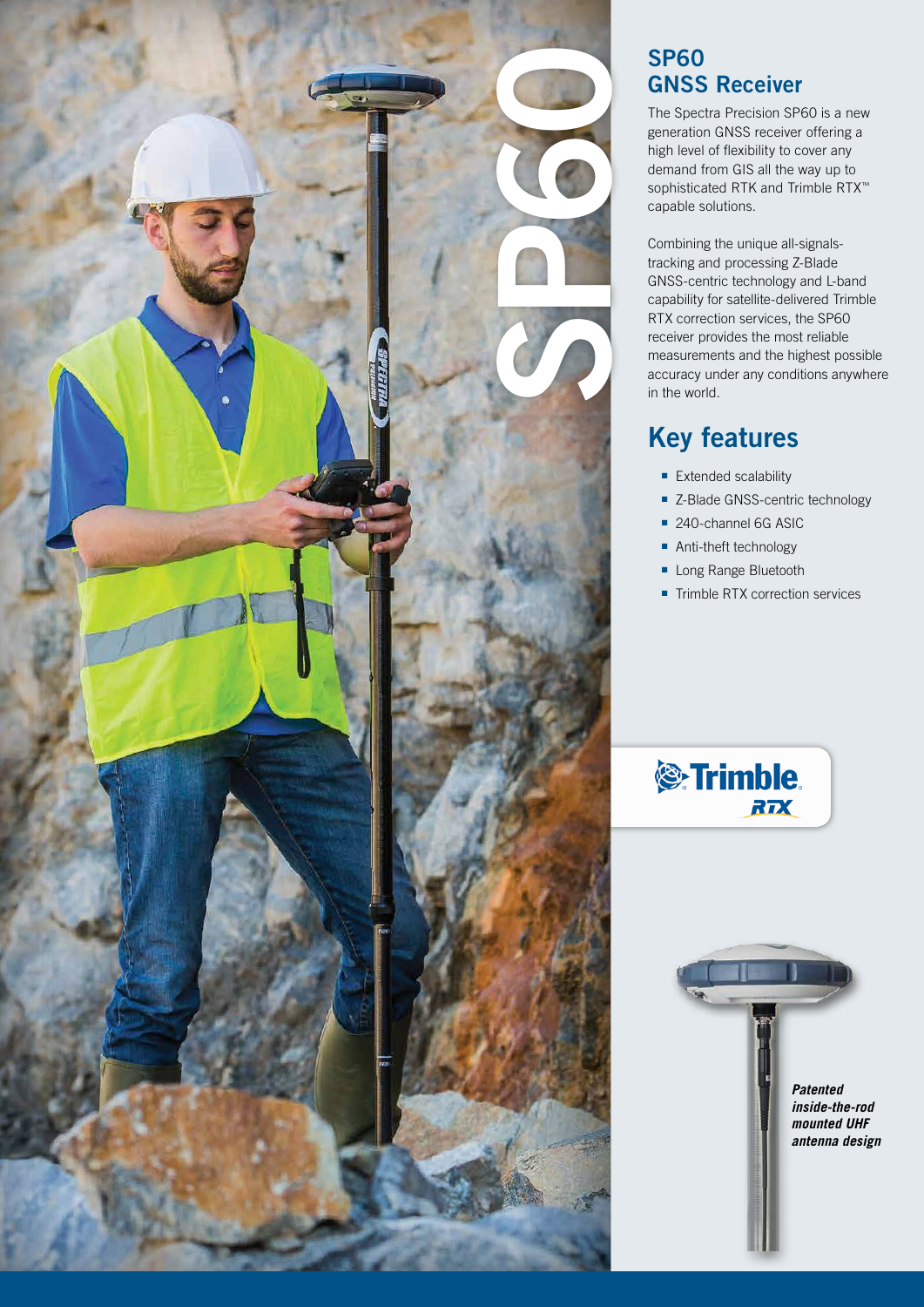SP60

## SP60 GNSS Receiver

The Spectra Precision SP60 is a new generation GNSS receiver offering a high level of flexibility to cover any demand from GIS all the way up to sophisticated RTK and Trimble RTX™ capable solutions.

Combining the unique all-signals-tracking and processing Z-Blade GNSS-centric technology and L-band capability for satellite-delivered Trimble RTX correction services, the SP60 receiver provides the most reliable measurements and the highest possible accuracy under any conditions anywhere in the world.

## Key features

- Extended scalability
- Z-Blade GNSS-centric technology
- 240-channel 6G ASIC
- Anti-theft technology
- Long Range Bluetooth
- Trimble RTX correction services

Trimble RTX

***Patented inside-the-rod mounted UHF antenna design***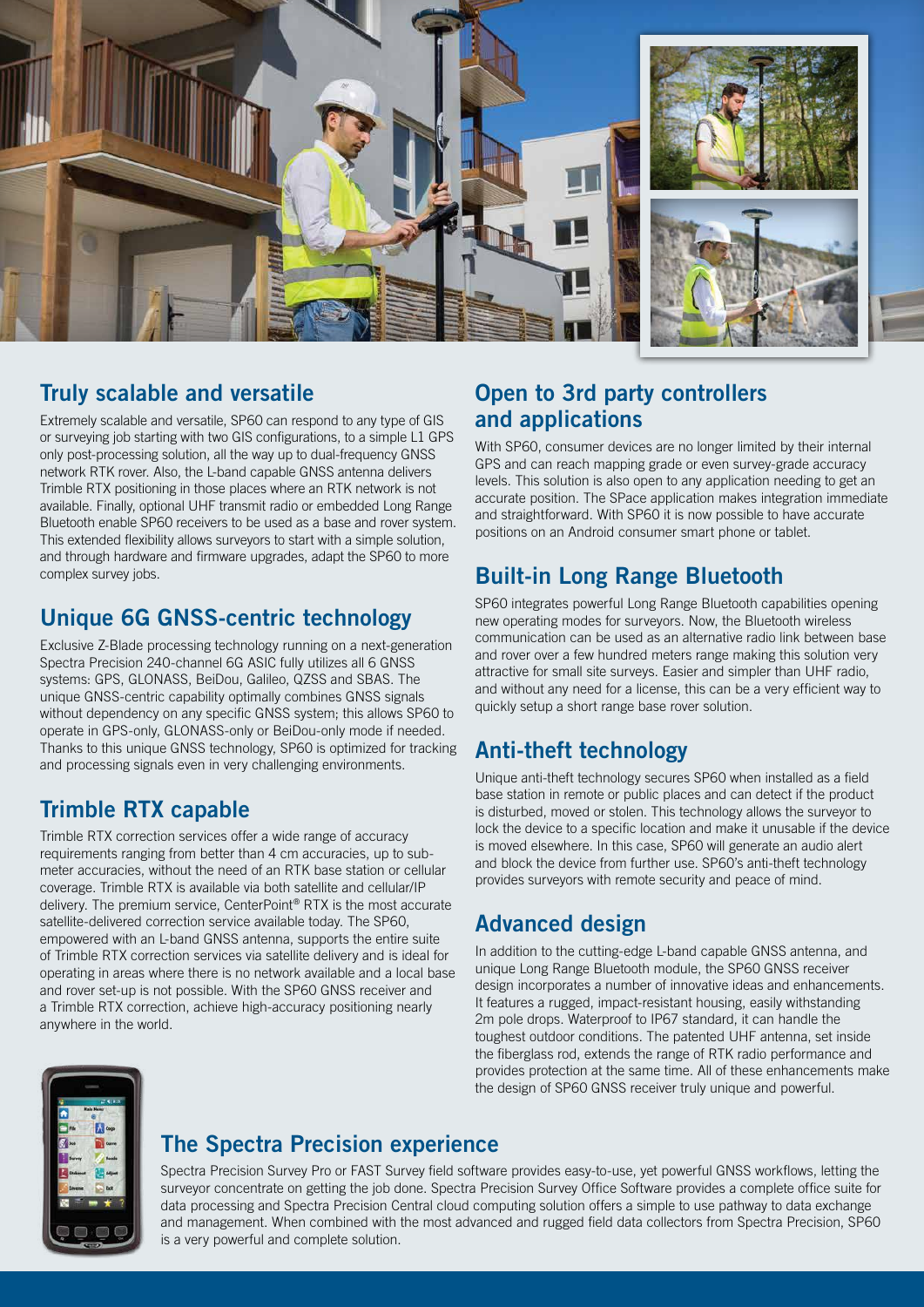## Truly scalable and versatile

Extremely scalable and versatile, SP60 can respond to any type of GIS or surveying job starting with two GIS configurations, to a simple L1 GPS only post-processing solution, all the way up to dual-frequency GNSS network RTK rover. Also, the L-band capable GNSS antenna delivers Trimble RTX positioning in those places where an RTK network is not available. Finally, optional UHF transmit radio or embedded Long Range Bluetooth enable SP60 receivers to be used as a base and rover system. This extended flexibility allows surveyors to start with a simple solution, and through hardware and firmware upgrades, adapt the SP60 to more complex survey jobs.

## Unique 6G GNSS-centric technology

Exclusive Z-Blade processing technology running on a next-generation Spectra Precision 240-channel 6G ASIC fully utilizes all 6 GNSS systems: GPS, GLONASS, BeiDou, Galileo, QZSS and SBAS. The unique GNSS-centric capability optimally combines GNSS signals without dependency on any specific GNSS system; this allows SP60 to operate in GPS-only, GLONASS-only or BeiDou-only mode if needed. Thanks to this unique GNSS technology, SP60 is optimized for tracking and processing signals even in very challenging environments.

## Trimble RTX capable

Trimble RTX correction services offer a wide range of accuracy requirements ranging from better than 4 cm accuracies, up to sub-meter accuracies, without the need of an RTK base station or cellular coverage. Trimble RTX is available via both satellite and cellular/IP delivery. The premium service, CenterPoint® RTX is the most accurate satellite-delivered correction service available today. The SP60, empowered with an L-band GNSS antenna, supports the entire suite of Trimble RTX correction services via satellite delivery and is ideal for operating in areas where there is no network available and a local base and rover set-up is not possible. With the SP60 GNSS receiver and a Trimble RTX correction, achieve high-accuracy positioning nearly anywhere in the world.

## Open to 3rd party controllers and applications

With SP60, consumer devices are no longer limited by their internal GPS and can reach mapping grade or even survey-grade accuracy levels. This solution is also open to any application needing to get an accurate position. The SPace application makes integration immediate and straightforward. With SP60 it is now possible to have accurate positions on an Android consumer smart phone or tablet.

## Built-in Long Range Bluetooth

SP60 integrates powerful Long Range Bluetooth capabilities opening new operating modes for surveyors. Now, the Bluetooth wireless communication can be used as an alternative radio link between base and rover over a few hundred meters range making this solution very attractive for small site surveys. Easier and simpler than UHF radio, and without any need for a license, this can be a very efficient way to quickly setup a short range base rover solution.

## Anti-theft technology

Unique anti-theft technology secures SP60 when installed as a field base station in remote or public places and can detect if the product is disturbed, moved or stolen. This technology allows the surveyor to lock the device to a specific location and make it unusable if the device is moved elsewhere. In this case, SP60 will generate an audio alert and block the device from further use. SP60's anti-theft technology provides surveyors with remote security and peace of mind.

## Advanced design

In addition to the cutting-edge L-band capable GNSS antenna, and unique Long Range Bluetooth module, the SP60 GNSS receiver design incorporates a number of innovative ideas and enhancements. It features a rugged, impact-resistant housing, easily withstanding 2m pole drops. Waterproof to IP67 standard, it can handle the toughest outdoor conditions. The patented UHF antenna, set inside the fiberglass rod, extends the range of RTK radio performance and provides protection at the same time. All of these enhancements make the design of SP60 GNSS receiver truly unique and powerful.

## The Spectra Precision experience

Spectra Precision Survey Pro or FAST Survey field software provides easy-to-use, yet powerful GNSS workflows, letting the surveyor concentrate on getting the job done. Spectra Precision Survey Office Software provides a complete office suite for data processing and Spectra Precision Central cloud computing solution offers a simple to use pathway to data exchange and management. When combined with the most advanced and rugged field data collectors from Spectra Precision, SP60 is a very powerful and complete solution.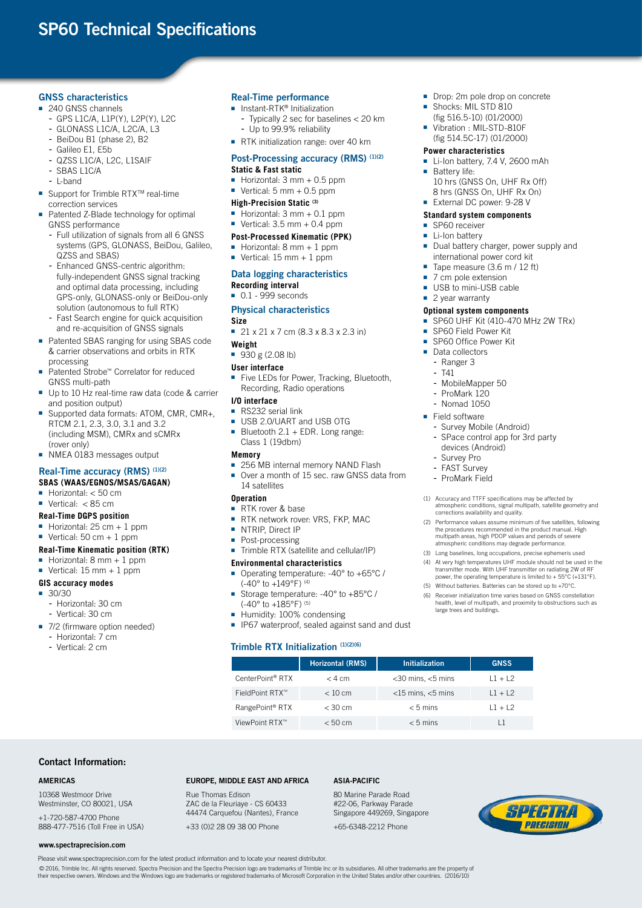# SP60 Technical Specifications

## GNSS characteristics

- 240 GNSS channels
  - GPS L1C/A, L1P(Y), L2P(Y), L2C
  - GLONASS L1C/A, L2C/A, L3
  - BeiDou B1 (phase 2), B2
  - Galileo E1, E5b
  - QZSS L1C/A, L2C, L1SAIF
  - SBAS L1C/A
  - L-band
- Support for Trimble RTX™ real-time correction services
- Patented Z-Blade technology for optimal GNSS performance
  - Full utilization of signals from all 6 GNSS systems (GPS, GLONASS, BeiDou, Galileo, QZSS and SBAS)
  - Enhanced GNSS-centric algorithm: fully-independent GNSS signal tracking and optimal data processing, including GPS-only, GLONASS-only or BeiDou-only solution (autonomous to full RTK)
  - Fast Search engine for quick acquisition and re-acquisition of GNSS signals
- Patented SBAS ranging for using SBAS code & carrier observations and orbits in RTK processing
- Patented Strobe™ Correlator for reduced GNSS multi-path
- Up to 10 Hz real-time raw data (code & carrier and position output)
- Supported data formats: ATOM, CMR, CMR+, RTCM 2.1, 2.3, 3.0, 3.1 and 3.2 (including MSM), CMRx and sCMRx (rover only)
- NMEA 0183 messages output

## Real-Time accuracy (RMS) (1)(2)

**SBAS (WAAS/EGNOS/MSAS/GAGAN)**

- Horizontal: < 50 cm
- Vertical: < 85 cm

**Real-Time DGPS position**

- Horizontal: 25 cm + 1 ppm
- Vertical: 50 cm + 1 ppm

**Real-Time Kinematic position (RTK)**

- Horizontal: 8 mm + 1 ppm
- Vertical: 15 mm + 1 ppm

**GIS accuracy modes**

- 30/30
  - Horizontal: 30 cm
  - Vertical: 30 cm
- 7/2 (firmware option needed)
  - Horizontal: 7 cm
  - Vertical: 2 cm

## Real-Time performance

- Instant-RTK® Initialization
  - Typically 2 sec for baselines < 20 km
  - Up to 99.9% reliability
- RTK initialization range: over 40 km

## Post-Processing accuracy (RMS) (1)(2)

**Static & Fast static**

- Horizontal: 3 mm + 0.5 ppm
- Vertical: 5 mm + 0.5 ppm

**High-Precision Static (3)**

- Horizontal: 3 mm + 0.1 ppm
- Vertical: 3.5 mm + 0.4 ppm

**Post-Processed Kinematic (PPK)**

- Horizontal: 8 mm + 1 ppm
- Vertical: 15 mm + 1 ppm

## Data logging characteristics

**Recording interval**

- 0.1 - 999 seconds

## Physical characteristics

**Size**

- 21 x 21 x 7 cm (8.3 x 8.3 x 2.3 in)

**Weight**

- 930 g (2.08 lb)

**User interface**

- Five LEDs for Power, Tracking, Bluetooth, Recording, Radio operations

**I/O interface**

- RS232 serial link
- USB 2.0/UART and USB OTG
- Bluetooth 2.1 + EDR. Long range: Class 1 (19dbm)

**Memory**

- 256 MB internal memory NAND Flash
- Over a month of 15 sec. raw GNSS data from 14 satellites

**Operation**

- RTK rover & base
- RTK network rover: VRS, FKP, MAC
- NTRIP, Direct IP
- Post-processing
- Trimble RTX (satellite and cellular/IP)

**Environmental characteristics**

- Operating temperature: -40° to +65°C / (-40° to +149°F) (4)
- Storage temperature: -40° to +85°C / (-40° to +185°F) (5)
- Humidity: 100% condensing
- IP67 waterproof, sealed against sand and dust
- Drop: 2m pole drop on concrete
- Shocks: MIL STD 810 (fig 516.5-10) (01/2000)
- Vibration : MIL-STD-810F (fig 514.5C-17) (01/2000)

**Power characteristics**

- Li-Ion battery, 7.4 V, 2600 mAh
- Battery life: 10 hrs (GNSS On, UHF Rx Off) 8 hrs (GNSS On, UHF Rx On)
- External DC power: 9-28 V

**Standard system components**

- SP60 receiver
- Li-Ion battery
- Dual battery charger, power supply and international power cord kit
- Tape measure (3.6 m / 12 ft)
- 7 cm pole extension
- USB to mini-USB cable
- 2 year warranty

**Optional system components**

- SP60 UHF Kit (410-470 MHz 2W TRx)
- SP60 Field Power Kit
- SP60 Office Power Kit
- Data collectors
  - Ranger 3
  - T41
  - MobileMapper 50
  - ProMark 120
  - Nomad 1050
- Field software
  - Survey Mobile (Android)
  - SPace control app for 3rd party devices (Android)
  - Survey Pro
  - FAST Survey
  - ProMark Field

(1) Accuracy and TTFF specifications may be affected by atmospheric conditions, signal multipath, satellite geometry and corrections availability and quality.

(2) Performance values assume minimum of five satellites, following the procedures recommended in the product manual. High multipath areas, high PDOP values and periods of severe atmospheric conditions may degrade performance.

(3) Long baselines, long occupations, precise ephemeris used

(4) At very high temperatures UHF module should not be used in the transmitter mode. With UHF transmitter on radiating 2W of RF power, the operating temperature is limited to + 55°C (+131°F).

(5) Without batteries. Batteries can be stored up to +70°C.

(6) Receiver initialization time varies based on GNSS constellation health, level of multipath, and proximity to obstructions such as large trees and buildings.

## Trimble RTX Initialization (1)(2)(6)

| | Horizontal (RMS) | Initialization | GNSS |
|---|---|---|---|
| CenterPoint® RTX | < 4 cm | <30 mins, <5 mins | L1 + L2 |
| FieldPoint RTX™ | < 10 cm | <15 mins, <5 mins | L1 + L2 |
| RangePoint® RTX | < 30 cm | < 5 mins | L1 + L2 |
| ViewPoint RTX™ | < 50 cm | < 5 mins | L1 |

## Contact Information:

**AMERICAS**

10368 Westmoor Drive
Westminster, CO 80021, USA

+1-720-587-4700 Phone
888-477-7516 (Toll Free in USA)

**EUROPE, MIDDLE EAST AND AFRICA**

Rue Thomas Edison
ZAC de la Fleuriaye - CS 60433
44474 Carquefou (Nantes), France

+33 (0)2 28 09 38 00 Phone

**ASIA-PACIFIC**

80 Marine Parade Road
#22-06, Parkway Parade
Singapore 449269, Singapore

+65-6348-2212 Phone

**www.spectraprecision.com**

Please visit www.spectraprecision.com for the latest product information and to locate your nearest distributor.

© 2016, Trimble Inc. All rights reserved. Spectra Precision and the Spectra Precision logo are trademarks of Trimble Inc or its subsidiaries. All other trademarks are the property of their respective owners. Windows and the Windows logo are trademarks or registered trademarks of Microsoft Corporation in the United States and/or other countries. (2016/10)